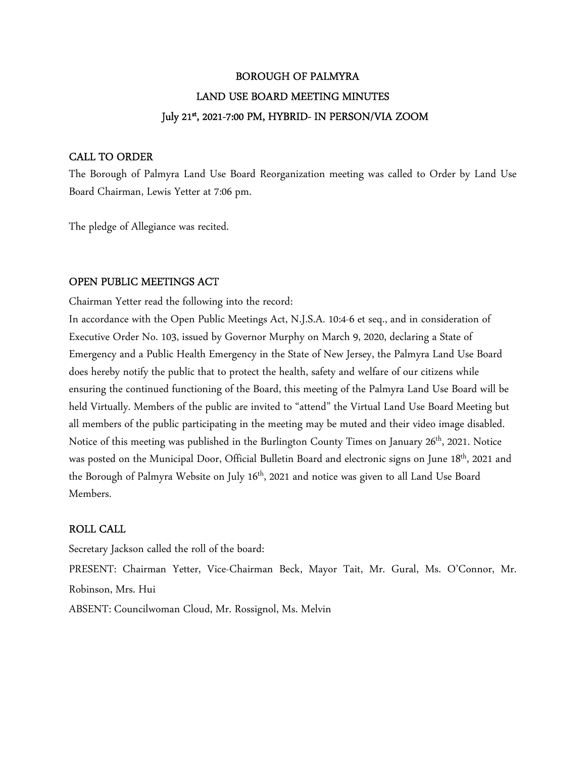# BOROUGH OF PALMYRA

## LAND USE BOARD MEETING MINUTES

### July 21st, 2021-7:00 PM, HYBRID- IN PERSON/VIA ZOOM

### CALL TO ORDER

The Borough of Palmyra Land Use Board Reorganization meeting was called to Order by Land Use Board Chairman, Lewis Yetter at 7:06 pm.

The pledge of Allegiance was recited.

### OPEN PUBLIC MEETINGS ACT

Chairman Yetter read the following into the record:

In accordance with the Open Public Meetings Act, N.J.S.A. 10:4-6 et seq., and in consideration of Executive Order No. 103, issued by Governor Murphy on March 9, 2020, declaring a State of Emergency and a Public Health Emergency in the State of New Jersey, the Palmyra Land Use Board does hereby notify the public that to protect the health, safety and welfare of our citizens while ensuring the continued functioning of the Board, this meeting of the Palmyra Land Use Board will be held Virtually. Members of the public are invited to "attend" the Virtual Land Use Board Meeting but all members of the public participating in the meeting may be muted and their video image disabled. Notice of this meeting was published in the Burlington County Times on January 26th, 2021. Notice was posted on the Municipal Door, Official Bulletin Board and electronic signs on June 18th, 2021 and the Borough of Palmyra Website on July 16th, 2021 and notice was given to all Land Use Board Members.

### ROLL CALL

Secretary Jackson called the roll of the board:

PRESENT: Chairman Yetter, Vice-Chairman Beck, Mayor Tait, Mr. Gural, Ms. O'Connor, Mr. Robinson, Mrs. Hui

ABSENT: Councilwoman Cloud, Mr. Rossignol, Ms. Melvin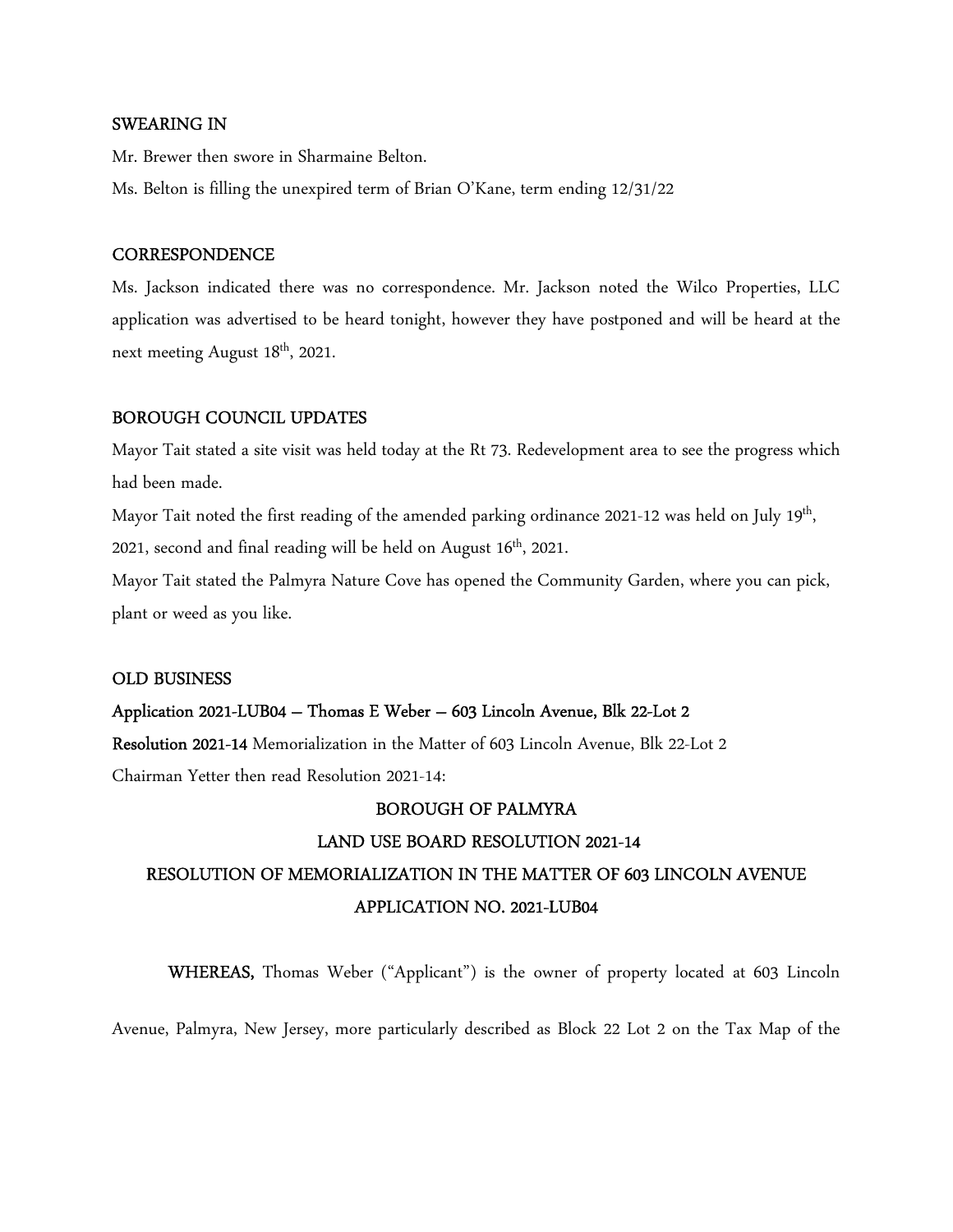## SWEARING IN

Mr. Brewer then swore in Sharmaine Belton.

Ms. Belton is filling the unexpired term of Brian O'Kane, term ending 12/31/22

## CORRESPONDENCE

Ms. Jackson indicated there was no correspondence. Mr. Jackson noted the Wilco Properties, LLC application was advertised to be heard tonight, however they have postponed and will be heard at the next meeting August 18th, 2021.

## BOROUGH COUNCIL UPDATES

Mayor Tait stated a site visit was held today at the Rt 73. Redevelopment area to see the progress which had been made.

Mayor Tait noted the first reading of the amended parking ordinance 2021-12 was held on July 19th, 2021, second and final reading will be held on August 16th, 2021.

Mayor Tait stated the Palmyra Nature Cove has opened the Community Garden, where you can pick, plant or weed as you like.

## OLD BUSINESS

**Application 2021-LUB04 – Thomas E Weber – 603 Lincoln Avenue, Blk 22-Lot 2**

**Resolution 2021-14** Memorialization in the Matter of 603 Lincoln Avenue, Blk 22-Lot 2

Chairman Yetter then read Resolution 2021-14:

**BOROUGH OF PALMYRA**

**LAND USE BOARD RESOLUTION 2021-14**

**RESOLUTION OF MEMORIALIZATION IN THE MATTER OF 603 LINCOLN AVENUE**

**APPLICATION NO. 2021-LUB04**

**WHEREAS,** Thomas Weber ("Applicant") is the owner of property located at 603 Lincoln Avenue, Palmyra, New Jersey, more particularly described as Block 22 Lot 2 on the Tax Map of the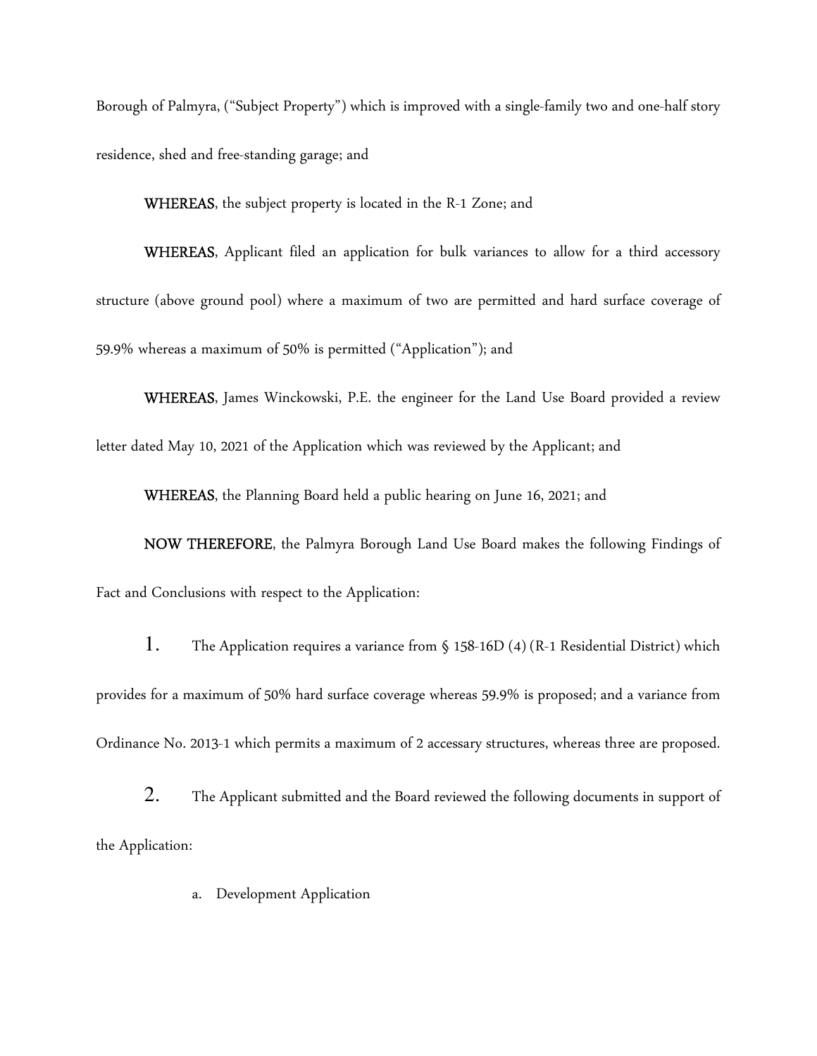Borough of Palmyra, ("Subject Property") which is improved with a single-family two and one-half story residence, shed and free-standing garage; and

**WHEREAS**, the subject property is located in the R-1 Zone; and

**WHEREAS**, Applicant filed an application for bulk variances to allow for a third accessory structure (above ground pool) where a maximum of two are permitted and hard surface coverage of 59.9% whereas a maximum of 50% is permitted ("Application"); and

**WHEREAS**, James Winckowski, P.E. the engineer for the Land Use Board provided a review letter dated May 10, 2021 of the Application which was reviewed by the Applicant; and

**WHEREAS**, the Planning Board held a public hearing on June 16, 2021; and

**NOW THEREFORE**, the Palmyra Borough Land Use Board makes the following Findings of Fact and Conclusions with respect to the Application:

1. The Application requires a variance from § 158-16D (4) (R-1 Residential District) which provides for a maximum of 50% hard surface coverage whereas 59.9% is proposed; and a variance from Ordinance No. 2013-1 which permits a maximum of 2 accessory structures, whereas three are proposed.

2. The Applicant submitted and the Board reviewed the following documents in support of the Application:

    a. Development Application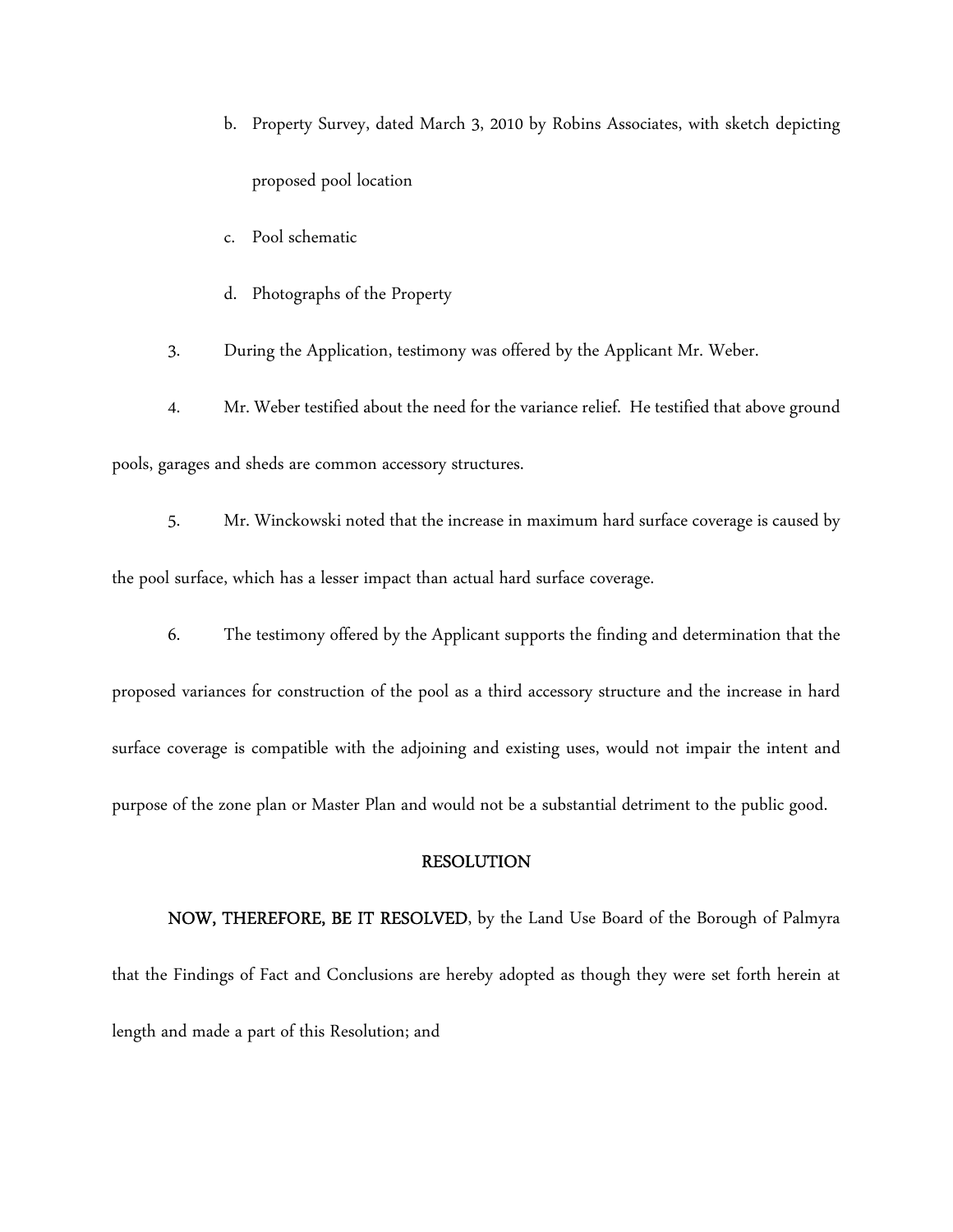b. Property Survey, dated March 3, 2010 by Robins Associates, with sketch depicting proposed pool location

c. Pool schematic

d. Photographs of the Property

3. During the Application, testimony was offered by the Applicant Mr. Weber.

4. Mr. Weber testified about the need for the variance relief. He testified that above ground pools, garages and sheds are common accessory structures.

5. Mr. Winckowski noted that the increase in maximum hard surface coverage is caused by the pool surface, which has a lesser impact than actual hard surface coverage.

6. The testimony offered by the Applicant supports the finding and determination that the proposed variances for construction of the pool as a third accessory structure and the increase in hard surface coverage is compatible with the adjoining and existing uses, would not impair the intent and purpose of the zone plan or Master Plan and would not be a substantial detriment to the public good.

## RESOLUTION

**NOW, THEREFORE, BE IT RESOLVED**, by the Land Use Board of the Borough of Palmyra that the Findings of Fact and Conclusions are hereby adopted as though they were set forth herein at length and made a part of this Resolution; and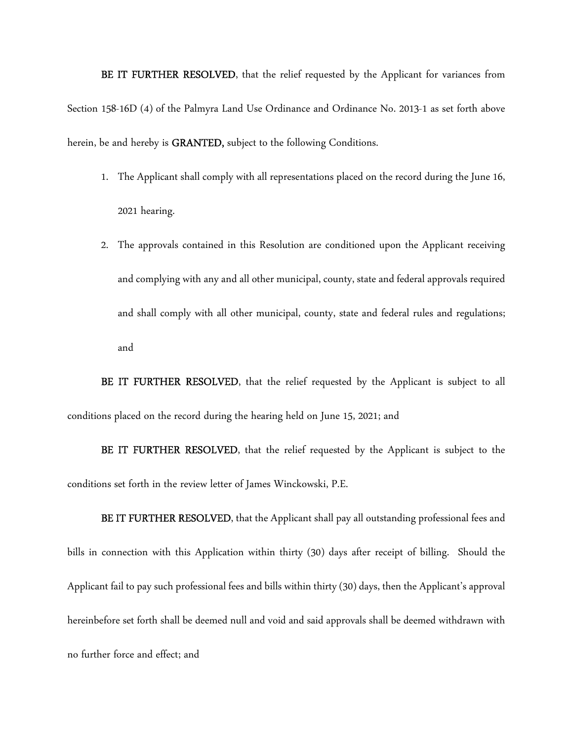**BE IT FURTHER RESOLVED**, that the relief requested by the Applicant for variances from Section 158-16D (4) of the Palmyra Land Use Ordinance and Ordinance No. 2013-1 as set forth above herein, be and hereby is **GRANTED,** subject to the following Conditions.

1. The Applicant shall comply with all representations placed on the record during the June 16, 2021 hearing.
2. The approvals contained in this Resolution are conditioned upon the Applicant receiving and complying with any and all other municipal, county, state and federal approvals required and shall comply with all other municipal, county, state and federal rules and regulations; and

**BE IT FURTHER RESOLVED**, that the relief requested by the Applicant is subject to all conditions placed on the record during the hearing held on June 15, 2021; and

**BE IT FURTHER RESOLVED**, that the relief requested by the Applicant is subject to the conditions set forth in the review letter of James Winckowski, P.E.

**BE IT FURTHER RESOLVED**, that the Applicant shall pay all outstanding professional fees and bills in connection with this Application within thirty (30) days after receipt of billing. Should the Applicant fail to pay such professional fees and bills within thirty (30) days, then the Applicant's approval hereinbefore set forth shall be deemed null and void and said approvals shall be deemed withdrawn with no further force and effect; and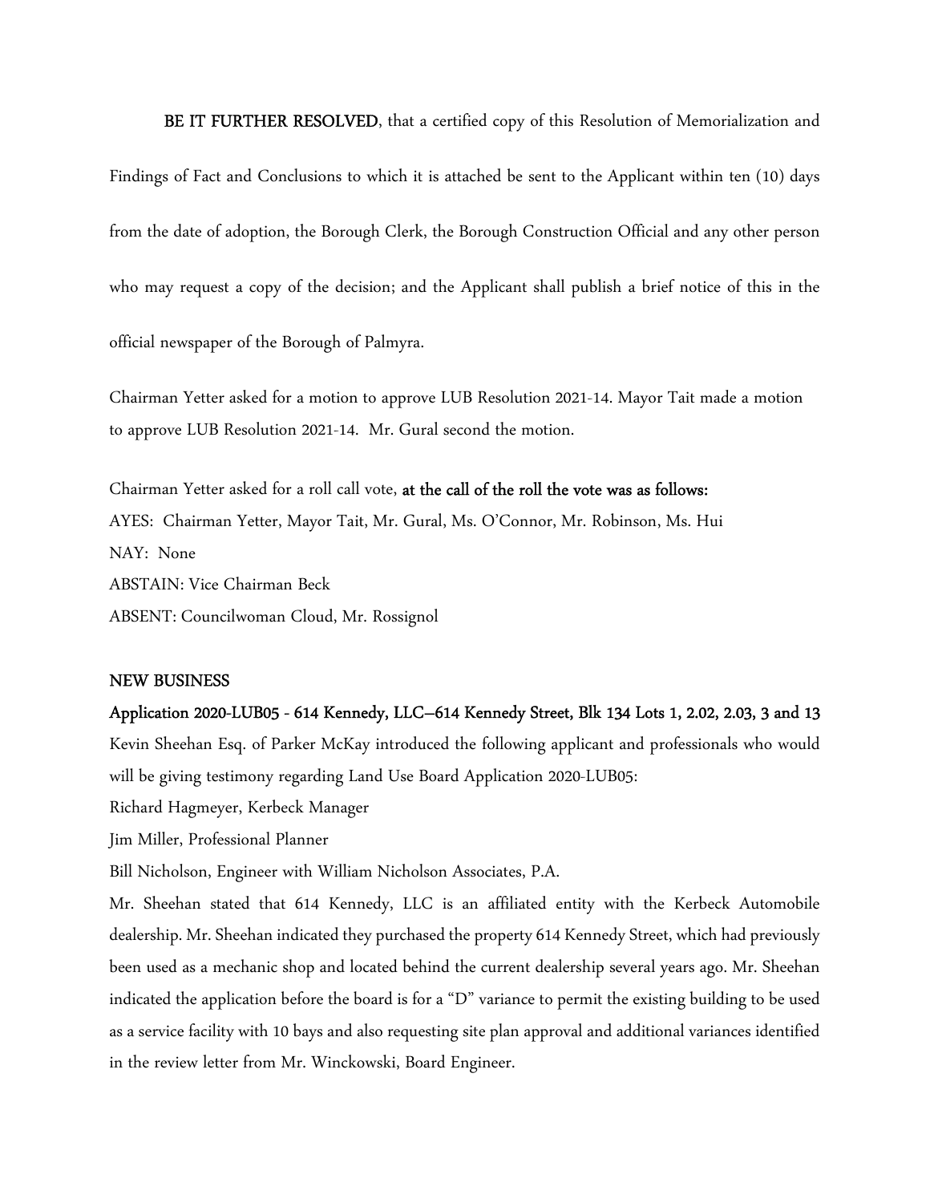**BE IT FURTHER RESOLVED**, that a certified copy of this Resolution of Memorialization and Findings of Fact and Conclusions to which it is attached be sent to the Applicant within ten (10) days from the date of adoption, the Borough Clerk, the Borough Construction Official and any other person who may request a copy of the decision; and the Applicant shall publish a brief notice of this in the official newspaper of the Borough of Palmyra.

Chairman Yetter asked for a motion to approve LUB Resolution 2021-14. Mayor Tait made a motion to approve LUB Resolution 2021-14. Mr. Gural second the motion.

Chairman Yetter asked for a roll call vote, **at the call of the roll the vote was as follows:**
AYES: Chairman Yetter, Mayor Tait, Mr. Gural, Ms. O'Connor, Mr. Robinson, Ms. Hui
NAY: None
ABSTAIN: Vice Chairman Beck
ABSENT: Councilwoman Cloud, Mr. Rossignol

**NEW BUSINESS**

**Application 2020-LUB05 - 614 Kennedy, LLC–614 Kennedy Street, Blk 134 Lots 1, 2.02, 2.03, 3 and 13**
Kevin Sheehan Esq. of Parker McKay introduced the following applicant and professionals who would will be giving testimony regarding Land Use Board Application 2020-LUB05:
Richard Hagmeyer, Kerbeck Manager
Jim Miller, Professional Planner
Bill Nicholson, Engineer with William Nicholson Associates, P.A.
Mr. Sheehan stated that 614 Kennedy, LLC is an affiliated entity with the Kerbeck Automobile dealership. Mr. Sheehan indicated they purchased the property 614 Kennedy Street, which had previously been used as a mechanic shop and located behind the current dealership several years ago. Mr. Sheehan indicated the application before the board is for a "D" variance to permit the existing building to be used as a service facility with 10 bays and also requesting site plan approval and additional variances identified in the review letter from Mr. Winckowski, Board Engineer.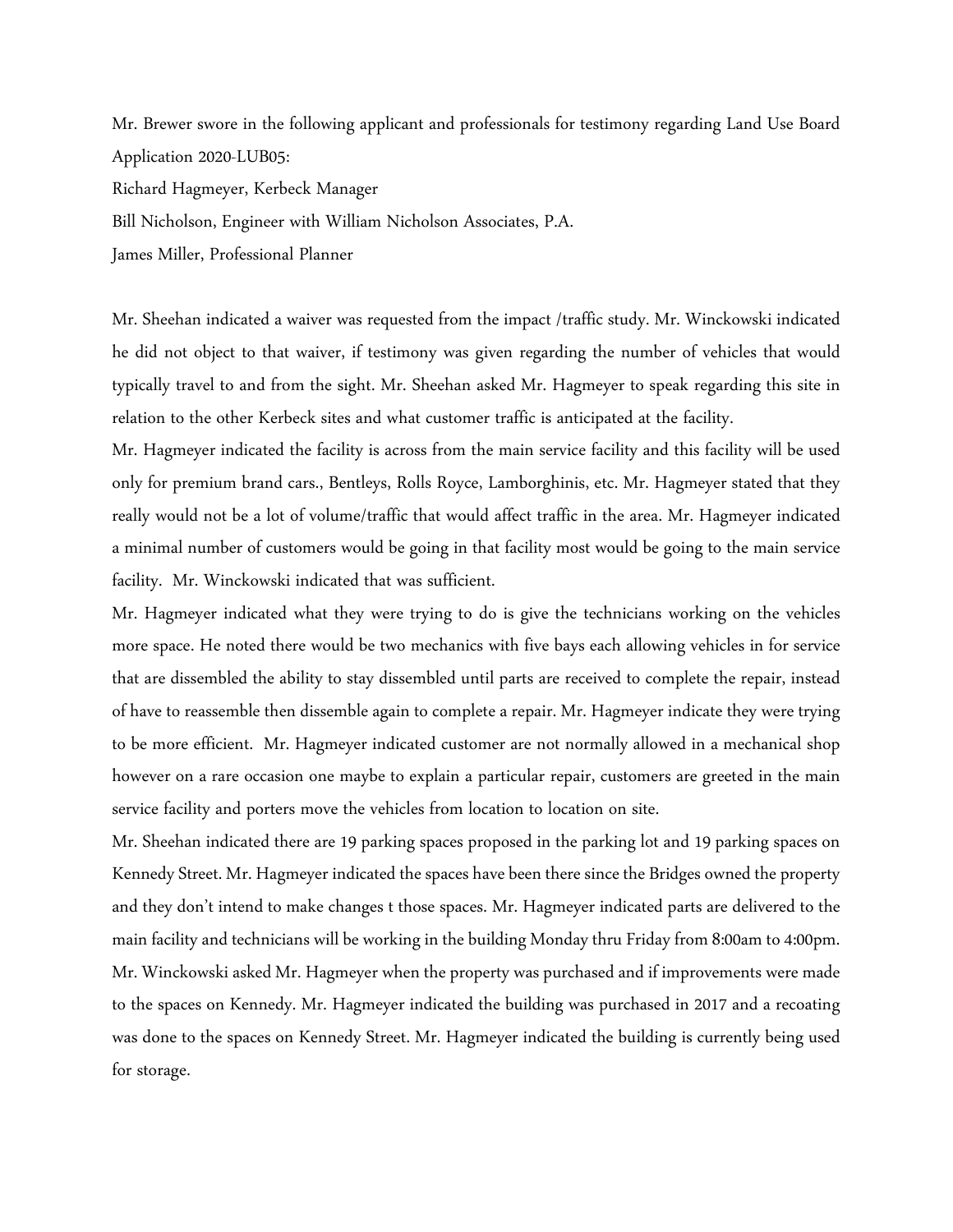Mr. Brewer swore in the following applicant and professionals for testimony regarding Land Use Board Application 2020-LUB05:

Richard Hagmeyer, Kerbeck Manager

Bill Nicholson, Engineer with William Nicholson Associates, P.A.

James Miller, Professional Planner

Mr. Sheehan indicated a waiver was requested from the impact /traffic study. Mr. Winckowski indicated he did not object to that waiver, if testimony was given regarding the number of vehicles that would typically travel to and from the sight. Mr. Sheehan asked Mr. Hagmeyer to speak regarding this site in relation to the other Kerbeck sites and what customer traffic is anticipated at the facility.

Mr. Hagmeyer indicated the facility is across from the main service facility and this facility will be used only for premium brand cars., Bentleys, Rolls Royce, Lamborghinis, etc. Mr. Hagmeyer stated that they really would not be a lot of volume/traffic that would affect traffic in the area. Mr. Hagmeyer indicated a minimal number of customers would be going in that facility most would be going to the main service facility. Mr. Winckowski indicated that was sufficient.

Mr. Hagmeyer indicated what they were trying to do is give the technicians working on the vehicles more space. He noted there would be two mechanics with five bays each allowing vehicles in for service that are dissembled the ability to stay dissembled until parts are received to complete the repair, instead of have to reassemble then dissemble again to complete a repair. Mr. Hagmeyer indicate they were trying to be more efficient. Mr. Hagmeyer indicated customer are not normally allowed in a mechanical shop however on a rare occasion one maybe to explain a particular repair, customers are greeted in the main service facility and porters move the vehicles from location to location on site.

Mr. Sheehan indicated there are 19 parking spaces proposed in the parking lot and 19 parking spaces on Kennedy Street. Mr. Hagmeyer indicated the spaces have been there since the Bridges owned the property and they don't intend to make changes t those spaces. Mr. Hagmeyer indicated parts are delivered to the main facility and technicians will be working in the building Monday thru Friday from 8:00am to 4:00pm. Mr. Winckowski asked Mr. Hagmeyer when the property was purchased and if improvements were made to the spaces on Kennedy. Mr. Hagmeyer indicated the building was purchased in 2017 and a recoating was done to the spaces on Kennedy Street. Mr. Hagmeyer indicated the building is currently being used for storage.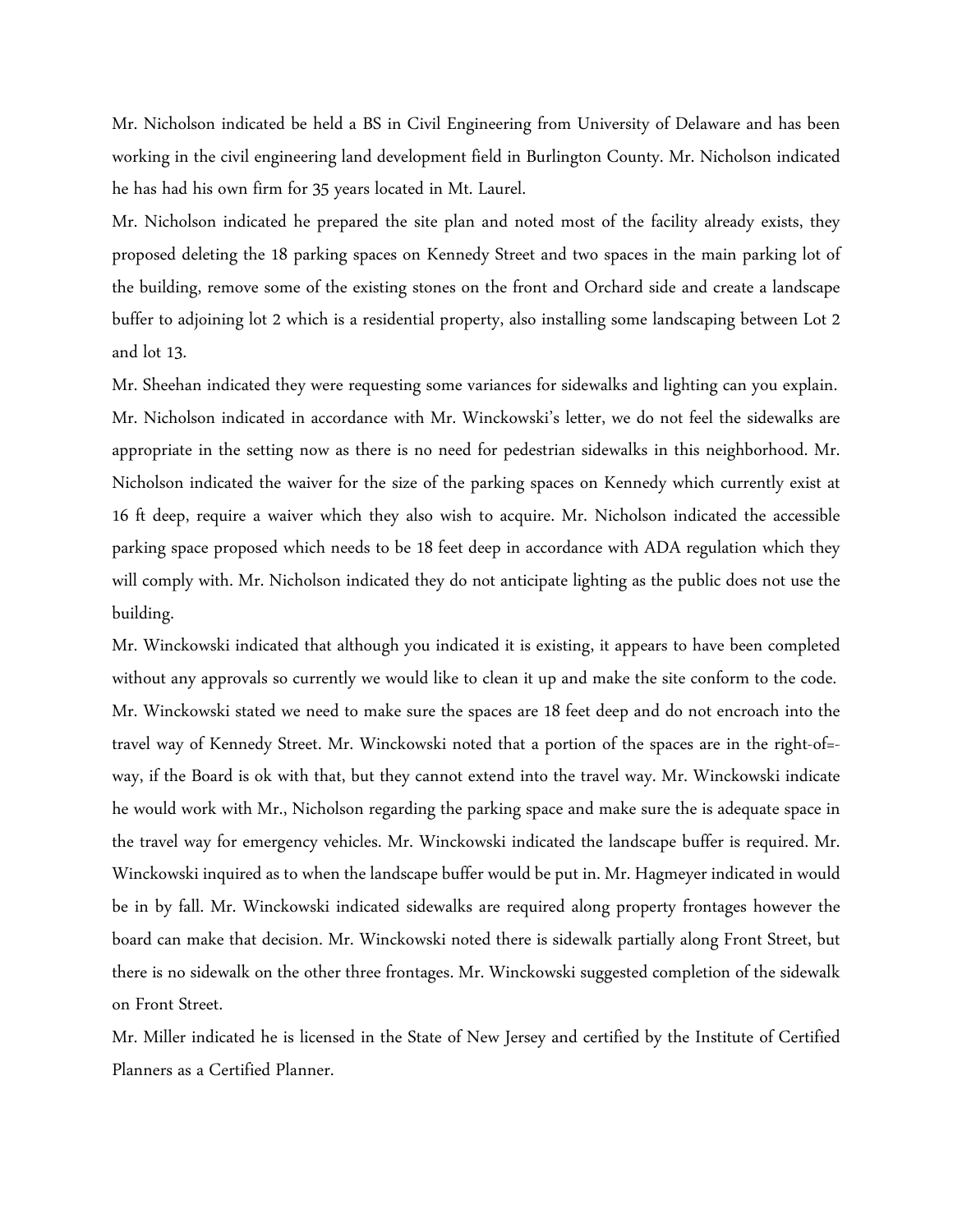Mr. Nicholson indicated be held a BS in Civil Engineering from University of Delaware and has been working in the civil engineering land development field in Burlington County. Mr. Nicholson indicated he has had his own firm for 35 years located in Mt. Laurel.

Mr. Nicholson indicated he prepared the site plan and noted most of the facility already exists, they proposed deleting the 18 parking spaces on Kennedy Street and two spaces in the main parking lot of the building, remove some of the existing stones on the front and Orchard side and create a landscape buffer to adjoining lot 2 which is a residential property, also installing some landscaping between Lot 2 and lot 13.

Mr. Sheehan indicated they were requesting some variances for sidewalks and lighting can you explain.

Mr. Nicholson indicated in accordance with Mr. Winckowski's letter, we do not feel the sidewalks are appropriate in the setting now as there is no need for pedestrian sidewalks in this neighborhood. Mr. Nicholson indicated the waiver for the size of the parking spaces on Kennedy which currently exist at 16 ft deep, require a waiver which they also wish to acquire. Mr. Nicholson indicated the accessible parking space proposed which needs to be 18 feet deep in accordance with ADA regulation which they will comply with. Mr. Nicholson indicated they do not anticipate lighting as the public does not use the building.

Mr. Winckowski indicated that although you indicated it is existing, it appears to have been completed without any approvals so currently we would like to clean it up and make the site conform to the code. Mr. Winckowski stated we need to make sure the spaces are 18 feet deep and do not encroach into the travel way of Kennedy Street. Mr. Winckowski noted that a portion of the spaces are in the right-of=-way, if the Board is ok with that, but they cannot extend into the travel way. Mr. Winckowski indicate he would work with Mr., Nicholson regarding the parking space and make sure the is adequate space in the travel way for emergency vehicles. Mr. Winckowski indicated the landscape buffer is required. Mr. Winckowski inquired as to when the landscape buffer would be put in. Mr. Hagmeyer indicated in would be in by fall. Mr. Winckowski indicated sidewalks are required along property frontages however the board can make that decision. Mr. Winckowski noted there is sidewalk partially along Front Street, but there is no sidewalk on the other three frontages. Mr. Winckowski suggested completion of the sidewalk on Front Street.

Mr. Miller indicated he is licensed in the State of New Jersey and certified by the Institute of Certified Planners as a Certified Planner.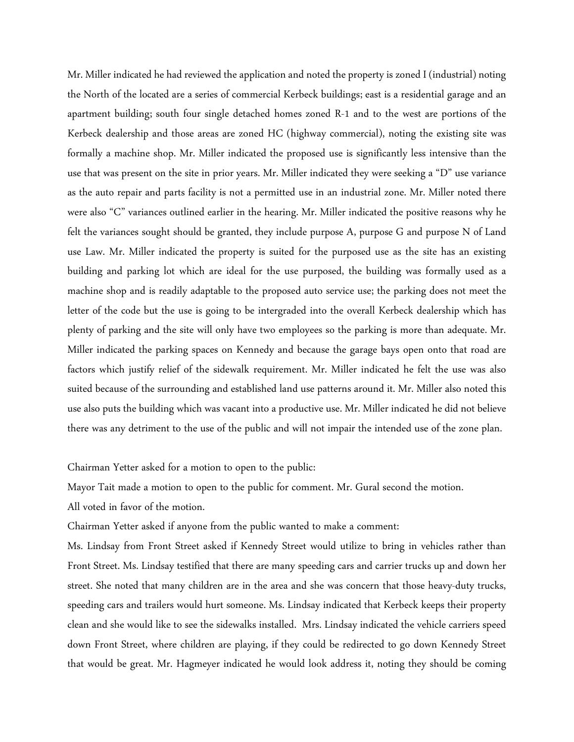Mr. Miller indicated he had reviewed the application and noted the property is zoned I (industrial) noting the North of the located are a series of commercial Kerbeck buildings; east is a residential garage and an apartment building; south four single detached homes zoned R-1 and to the west are portions of the Kerbeck dealership and those areas are zoned HC (highway commercial), noting the existing site was formally a machine shop. Mr. Miller indicated the proposed use is significantly less intensive than the use that was present on the site in prior years. Mr. Miller indicated they were seeking a "D" use variance as the auto repair and parts facility is not a permitted use in an industrial zone. Mr. Miller noted there were also "C" variances outlined earlier in the hearing. Mr. Miller indicated the positive reasons why he felt the variances sought should be granted, they include purpose A, purpose G and purpose N of Land use Law. Mr. Miller indicated the property is suited for the purposed use as the site has an existing building and parking lot which are ideal for the use purposed, the building was formally used as a machine shop and is readily adaptable to the proposed auto service use; the parking does not meet the letter of the code but the use is going to be intergraded into the overall Kerbeck dealership which has plenty of parking and the site will only have two employees so the parking is more than adequate. Mr. Miller indicated the parking spaces on Kennedy and because the garage bays open onto that road are factors which justify relief of the sidewalk requirement. Mr. Miller indicated he felt the use was also suited because of the surrounding and established land use patterns around it. Mr. Miller also noted this use also puts the building which was vacant into a productive use. Mr. Miller indicated he did not believe there was any detriment to the use of the public and will not impair the intended use of the zone plan.

Chairman Yetter asked for a motion to open to the public:

Mayor Tait made a motion to open to the public for comment. Mr. Gural second the motion.

All voted in favor of the motion.

Chairman Yetter asked if anyone from the public wanted to make a comment:

Ms. Lindsay from Front Street asked if Kennedy Street would utilize to bring in vehicles rather than Front Street. Ms. Lindsay testified that there are many speeding cars and carrier trucks up and down her street. She noted that many children are in the area and she was concern that those heavy-duty trucks, speeding cars and trailers would hurt someone. Ms. Lindsay indicated that Kerbeck keeps their property clean and she would like to see the sidewalks installed. Mrs. Lindsay indicated the vehicle carriers speed down Front Street, where children are playing, if they could be redirected to go down Kennedy Street that would be great. Mr. Hagmeyer indicated he would look address it, noting they should be coming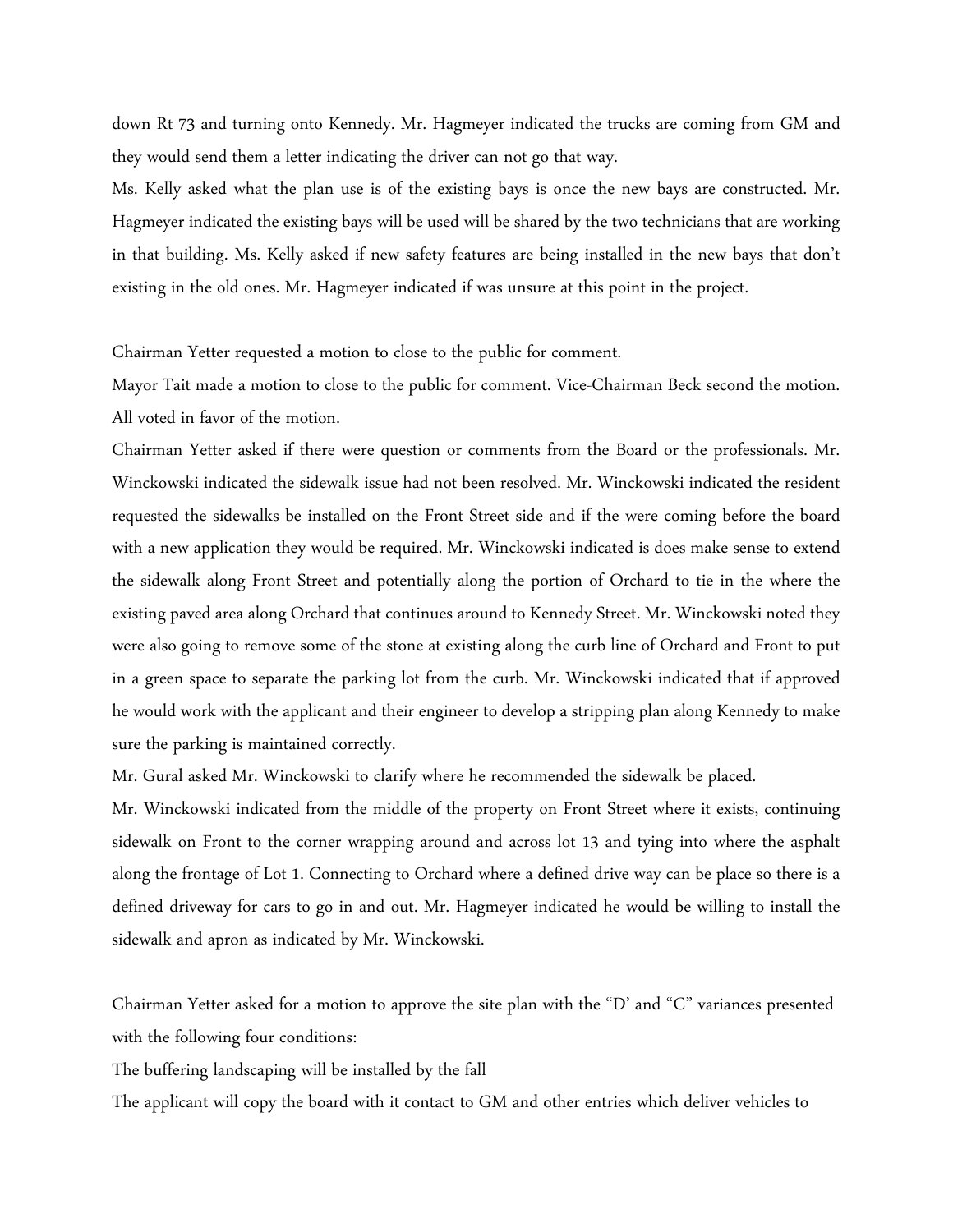down Rt 73 and turning onto Kennedy. Mr. Hagmeyer indicated the trucks are coming from GM and they would send them a letter indicating the driver can not go that way.

Ms. Kelly asked what the plan use is of the existing bays is once the new bays are constructed. Mr. Hagmeyer indicated the existing bays will be used will be shared by the two technicians that are working in that building. Ms. Kelly asked if new safety features are being installed in the new bays that don't existing in the old ones. Mr. Hagmeyer indicated if was unsure at this point in the project.

Chairman Yetter requested a motion to close to the public for comment.

Mayor Tait made a motion to close to the public for comment. Vice-Chairman Beck second the motion. All voted in favor of the motion.

Chairman Yetter asked if there were question or comments from the Board or the professionals. Mr. Winckowski indicated the sidewalk issue had not been resolved. Mr. Winckowski indicated the resident requested the sidewalks be installed on the Front Street side and if the were coming before the board with a new application they would be required. Mr. Winckowski indicated is does make sense to extend the sidewalk along Front Street and potentially along the portion of Orchard to tie in the where the existing paved area along Orchard that continues around to Kennedy Street. Mr. Winckowski noted they were also going to remove some of the stone at existing along the curb line of Orchard and Front to put in a green space to separate the parking lot from the curb. Mr. Winckowski indicated that if approved he would work with the applicant and their engineer to develop a stripping plan along Kennedy to make sure the parking is maintained correctly.

Mr. Gural asked Mr. Winckowski to clarify where he recommended the sidewalk be placed.

Mr. Winckowski indicated from the middle of the property on Front Street where it exists, continuing sidewalk on Front to the corner wrapping around and across lot 13 and tying into where the asphalt along the frontage of Lot 1. Connecting to Orchard where a defined drive way can be place so there is a defined driveway for cars to go in and out. Mr. Hagmeyer indicated he would be willing to install the sidewalk and apron as indicated by Mr. Winckowski.

Chairman Yetter asked for a motion to approve the site plan with the "D' and "C" variances presented with the following four conditions:

The buffering landscaping will be installed by the fall

The applicant will copy the board with it contact to GM and other entries which deliver vehicles to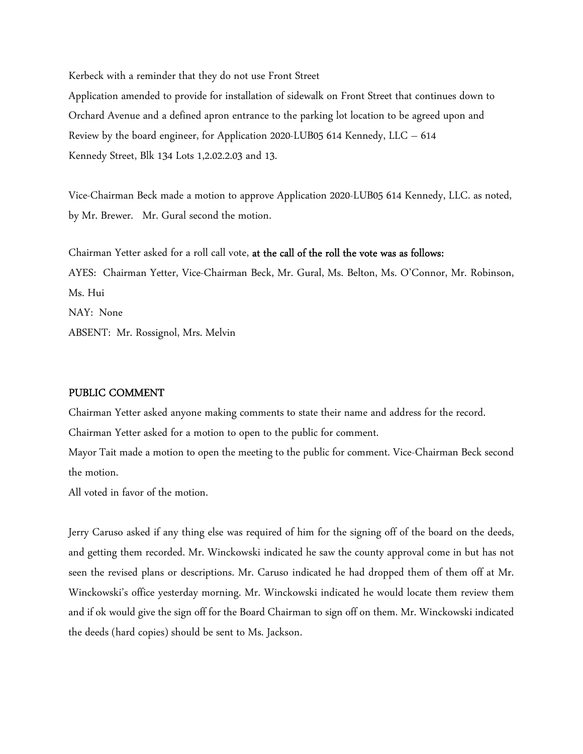Kerbeck with a reminder that they do not use Front Street

Application amended to provide for installation of sidewalk on Front Street that continues down to Orchard Avenue and a defined apron entrance to the parking lot location to be agreed upon and Review by the board engineer, for Application 2020-LUB05 614 Kennedy, LLC – 614 Kennedy Street, Blk 134 Lots 1,2.02.2.03 and 13.

Vice-Chairman Beck made a motion to approve Application 2020-LUB05 614 Kennedy, LLC. as noted, by Mr. Brewer. Mr. Gural second the motion.

Chairman Yetter asked for a roll call vote, **at the call of the roll the vote was as follows:**

AYES: Chairman Yetter, Vice-Chairman Beck, Mr. Gural, Ms. Belton, Ms. O'Connor, Mr. Robinson, Ms. Hui

NAY: None

ABSENT: Mr. Rossignol, Mrs. Melvin

**PUBLIC COMMENT**

Chairman Yetter asked anyone making comments to state their name and address for the record.

Chairman Yetter asked for a motion to open to the public for comment.

Mayor Tait made a motion to open the meeting to the public for comment. Vice-Chairman Beck second the motion.

All voted in favor of the motion.

Jerry Caruso asked if any thing else was required of him for the signing off of the board on the deeds, and getting them recorded. Mr. Winckowski indicated he saw the county approval come in but has not seen the revised plans or descriptions. Mr. Caruso indicated he had dropped them of them off at Mr. Winckowski's office yesterday morning. Mr. Winckowski indicated he would locate them review them and if ok would give the sign off for the Board Chairman to sign off on them. Mr. Winckowski indicated the deeds (hard copies) should be sent to Ms. Jackson.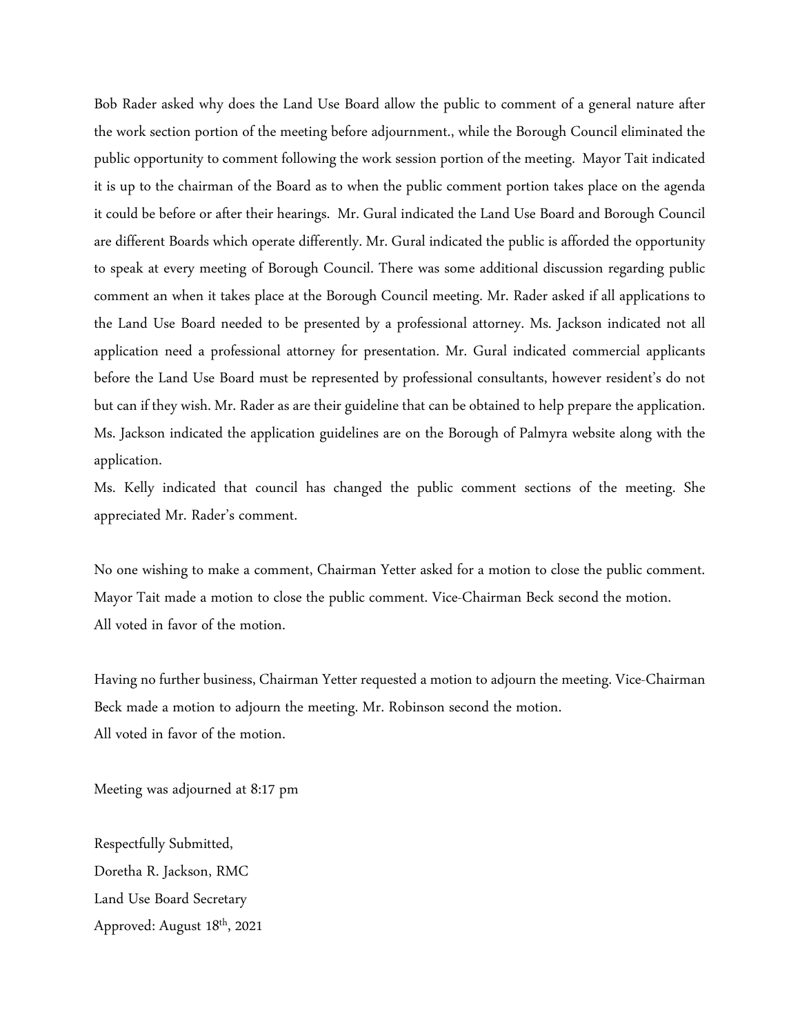Bob Rader asked why does the Land Use Board allow the public to comment of a general nature after the work section portion of the meeting before adjournment., while the Borough Council eliminated the public opportunity to comment following the work session portion of the meeting. Mayor Tait indicated it is up to the chairman of the Board as to when the public comment portion takes place on the agenda it could be before or after their hearings. Mr. Gural indicated the Land Use Board and Borough Council are different Boards which operate differently. Mr. Gural indicated the public is afforded the opportunity to speak at every meeting of Borough Council. There was some additional discussion regarding public comment an when it takes place at the Borough Council meeting. Mr. Rader asked if all applications to the Land Use Board needed to be presented by a professional attorney. Ms. Jackson indicated not all application need a professional attorney for presentation. Mr. Gural indicated commercial applicants before the Land Use Board must be represented by professional consultants, however resident's do not but can if they wish. Mr. Rader as are their guideline that can be obtained to help prepare the application. Ms. Jackson indicated the application guidelines are on the Borough of Palmyra website along with the application.

Ms. Kelly indicated that council has changed the public comment sections of the meeting. She appreciated Mr. Rader's comment.

No one wishing to make a comment, Chairman Yetter asked for a motion to close the public comment. Mayor Tait made a motion to close the public comment. Vice-Chairman Beck second the motion. All voted in favor of the motion.

Having no further business, Chairman Yetter requested a motion to adjourn the meeting. Vice-Chairman Beck made a motion to adjourn the meeting. Mr. Robinson second the motion. All voted in favor of the motion.

Meeting was adjourned at 8:17 pm

Respectfully Submitted,
Doretha R. Jackson, RMC
Land Use Board Secretary
Approved: August 18th, 2021